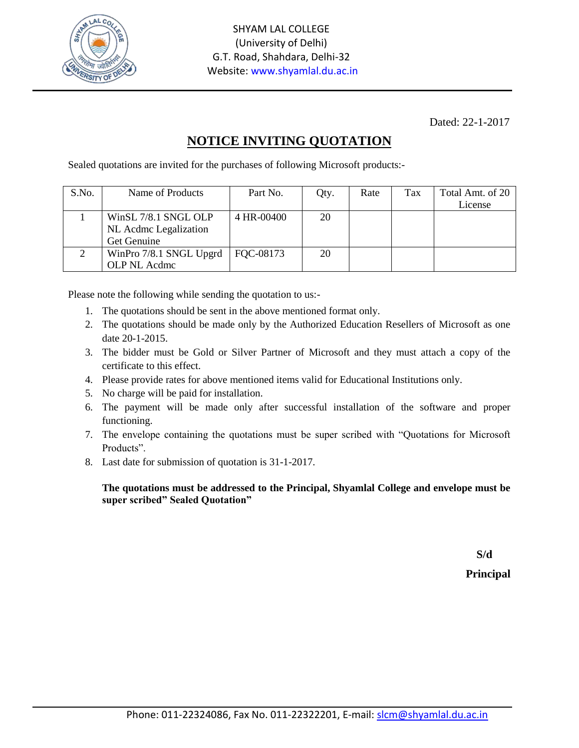SHYAM LAL COLLEGE
(University of Delhi)
G.T. Road, Shahdara, Delhi-32
Website: www.shyamlal.du.ac.in

Dated: 22-1-2017

# NOTICE INVITING QUOTATION

Sealed quotations are invited for the purchases of following Microsoft products:-

| S.No. | Name of Products | Part No. | Qty. | Rate | Tax | Total Amt. of 20 License |
|---|---|---|---|---|---|---|
| 1 | WinSL 7/8.1 SNGL OLP NL Acdmc Legalization Get Genuine | 4 HR-00400 | 20 | | | |
| 2 | WinPro 7/8.1 SNGL Upgrd OLP NL Acdmc | FQC-08173 | 20 | | | |

Please note the following while sending the quotation to us:-

1. The quotations should be sent in the above mentioned format only.
2. The quotations should be made only by the Authorized Education Resellers of Microsoft as one date 20-1-2015.
3. The bidder must be Gold or Silver Partner of Microsoft and they must attach a copy of the certificate to this effect.
4. Please provide rates for above mentioned items valid for Educational Institutions only.
5. No charge will be paid for installation.
6. The payment will be made only after successful installation of the software and proper functioning.
7. The envelope containing the quotations must be super scribed with "Quotations for Microsoft Products".
8. Last date for submission of quotation is 31-1-2017.

**The quotations must be addressed to the Principal, Shyamlal College and envelope must be super scribed" Sealed Quotation"**

**S/d**

**Principal**

Phone: 011-22324086, Fax No. 011-22322201, E-mail: slcm@shyamlal.du.ac.in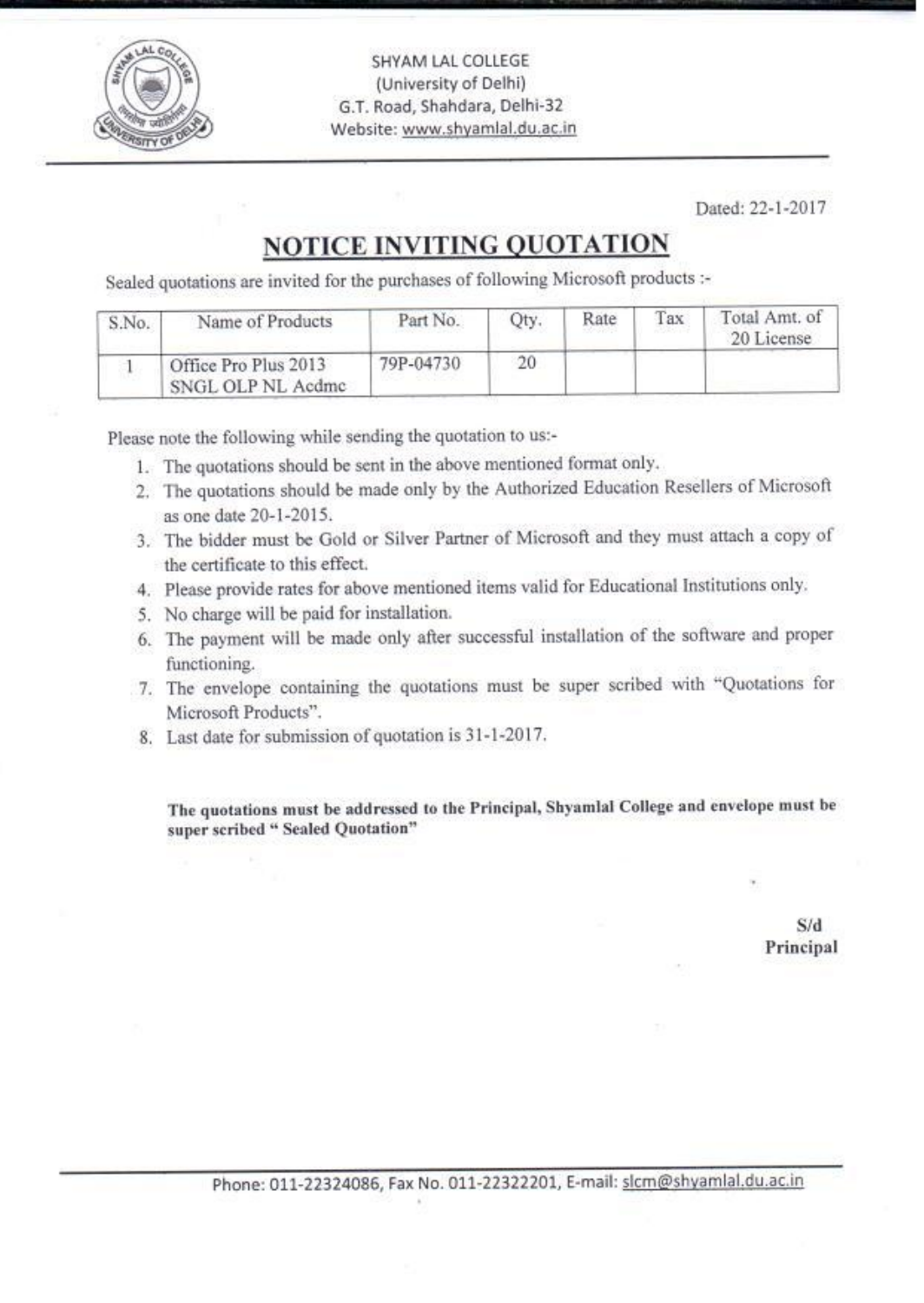SHYAM LAL COLLEGE
(University of Delhi)
G.T. Road, Shahdara, Delhi-32
Website: www.shyamlal.du.ac.in

Dated: 22-1-2017

# NOTICE INVITING QUOTATION

Sealed quotations are invited for the purchases of following Microsoft products :-

| S.No. | Name of Products | Part No. | Qty. | Rate | Tax | Total Amt. of 20 License |
|---|---|---|---|---|---|---|
| 1 | Office Pro Plus 2013 SNGL OLP NL Acdmc | 79P-04730 | 20 | | | |

Please note the following while sending the quotation to us:-

1. The quotations should be sent in the above mentioned format only.
2. The quotations should be made only by the Authorized Education Resellers of Microsoft as one date 20-1-2015.
3. The bidder must be Gold or Silver Partner of Microsoft and they must attach a copy of the certificate to this effect.
4. Please provide rates for above mentioned items valid for Educational Institutions only.
5. No charge will be paid for installation.
6. The payment will be made only after successful installation of the software and proper functioning.
7. The envelope containing the quotations must be super scribed with "Quotations for Microsoft Products".
8. Last date for submission of quotation is 31-1-2017.

**The quotations must be addressed to the Principal, Shyamlal College and envelope must be super scribed " Sealed Quotation"**

**S/d**
**Principal**

Phone: 011-22324086, Fax No. 011-22322201, E-mail: slcm@shyamlal.du.ac.in